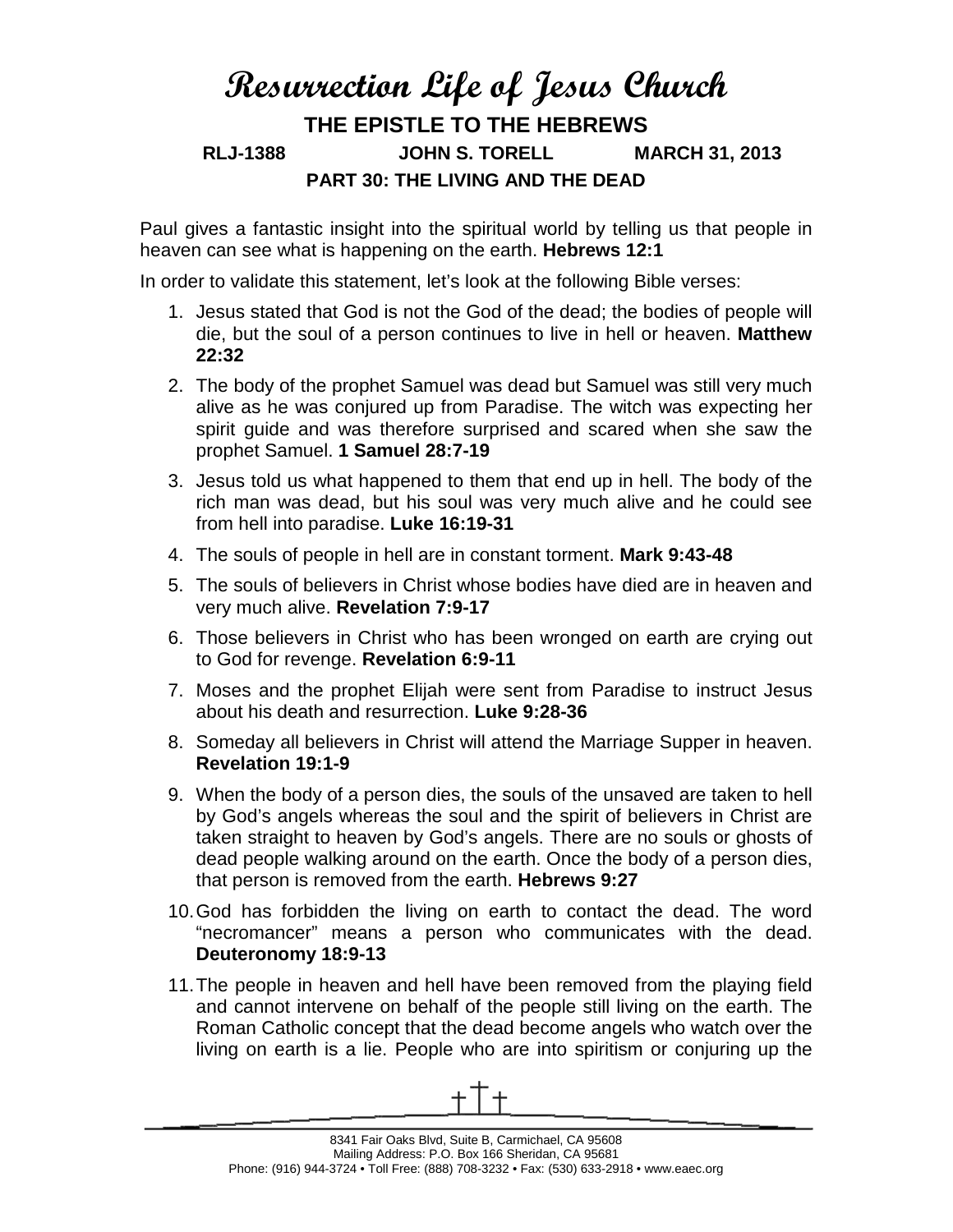# Resurrection Life of Jesus Church

## THE EPISTLE TO THE HEBREWS

**RLJ-1388 JOHN S. TORELL MARCH 31, 2013**

### PART 30: THE LIVING AND THE DEAD

Paul gives a fantastic insight into the spiritual world by telling us that people in heaven can see what is happening on the earth. **Hebrews 12:1**

In order to validate this statement, let's look at the following Bible verses:

1. Jesus stated that God is not the God of the dead; the bodies of people will die, but the soul of a person continues to live in hell or heaven. **Matthew 22:32**
2. The body of the prophet Samuel was dead but Samuel was still very much alive as he was conjured up from Paradise. The witch was expecting her spirit guide and was therefore surprised and scared when she saw the prophet Samuel. **1 Samuel 28:7-19**
3. Jesus told us what happened to them that end up in hell. The body of the rich man was dead, but his soul was very much alive and he could see from hell into paradise. **Luke 16:19-31**
4. The souls of people in hell are in constant torment. **Mark 9:43-48**
5. The souls of believers in Christ whose bodies have died are in heaven and very much alive. **Revelation 7:9-17**
6. Those believers in Christ who has been wronged on earth are crying out to God for revenge. **Revelation 6:9-11**
7. Moses and the prophet Elijah were sent from Paradise to instruct Jesus about his death and resurrection. **Luke 9:28-36**
8. Someday all believers in Christ will attend the Marriage Supper in heaven. **Revelation 19:1-9**
9. When the body of a person dies, the souls of the unsaved are taken to hell by God's angels whereas the soul and the spirit of believers in Christ are taken straight to heaven by God's angels. There are no souls or ghosts of dead people walking around on the earth. Once the body of a person dies, that person is removed from the earth. **Hebrews 9:27**
10. God has forbidden the living on earth to contact the dead. The word "necromancer" means a person who communicates with the dead. **Deuteronomy 18:9-13**
11. The people in heaven and hell have been removed from the playing field and cannot intervene on behalf of the people still living on the earth. The Roman Catholic concept that the dead become angels who watch over the living on earth is a lie. People who are into spiritism or conjuring up the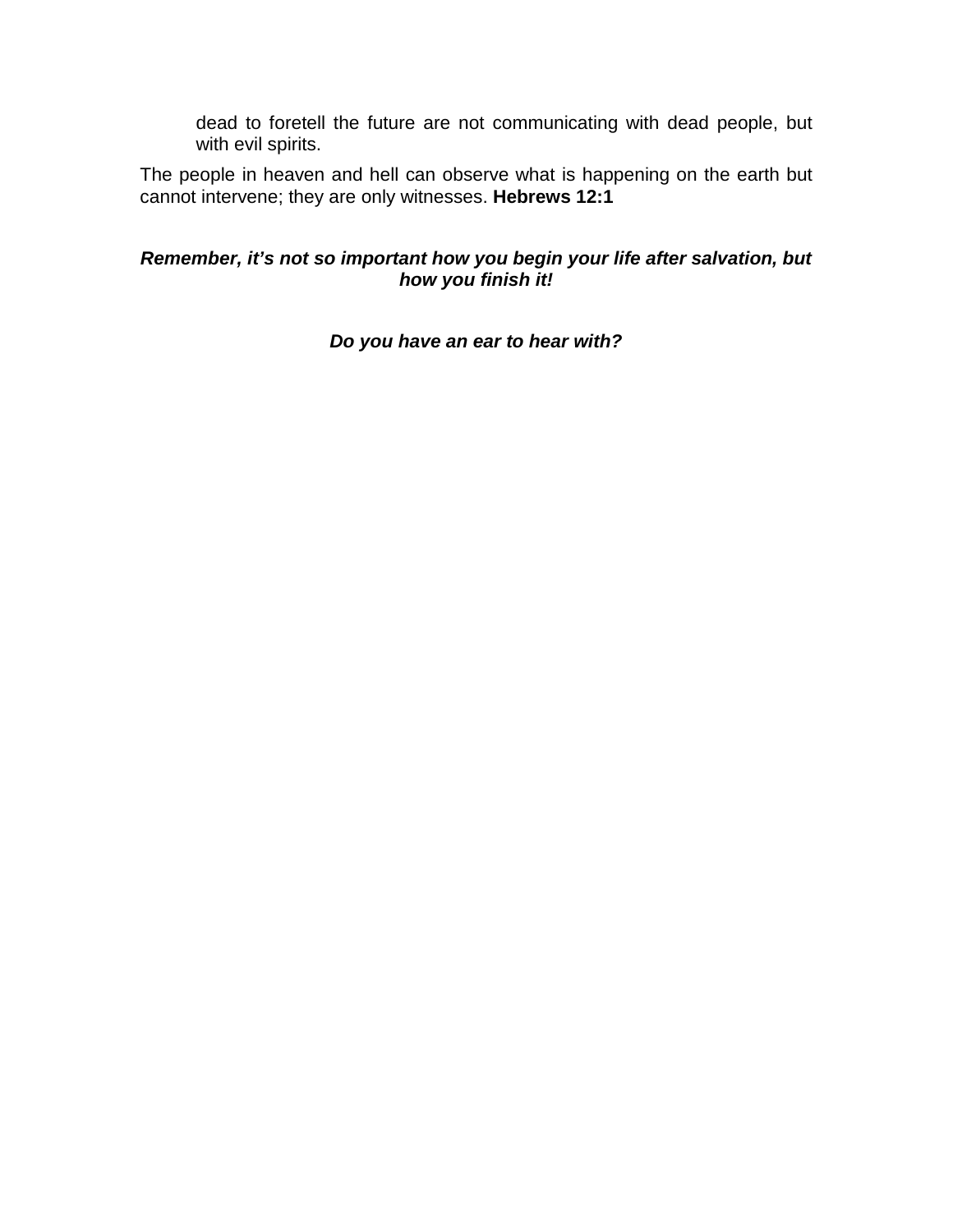dead to foretell the future are not communicating with dead people, but with evil spirits.

The people in heaven and hell can observe what is happening on the earth but cannot intervene; they are only witnesses. **Hebrews 12:1**

***Remember, it's not so important how you begin your life after salvation, but how you finish it!***

***Do you have an ear to hear with?***